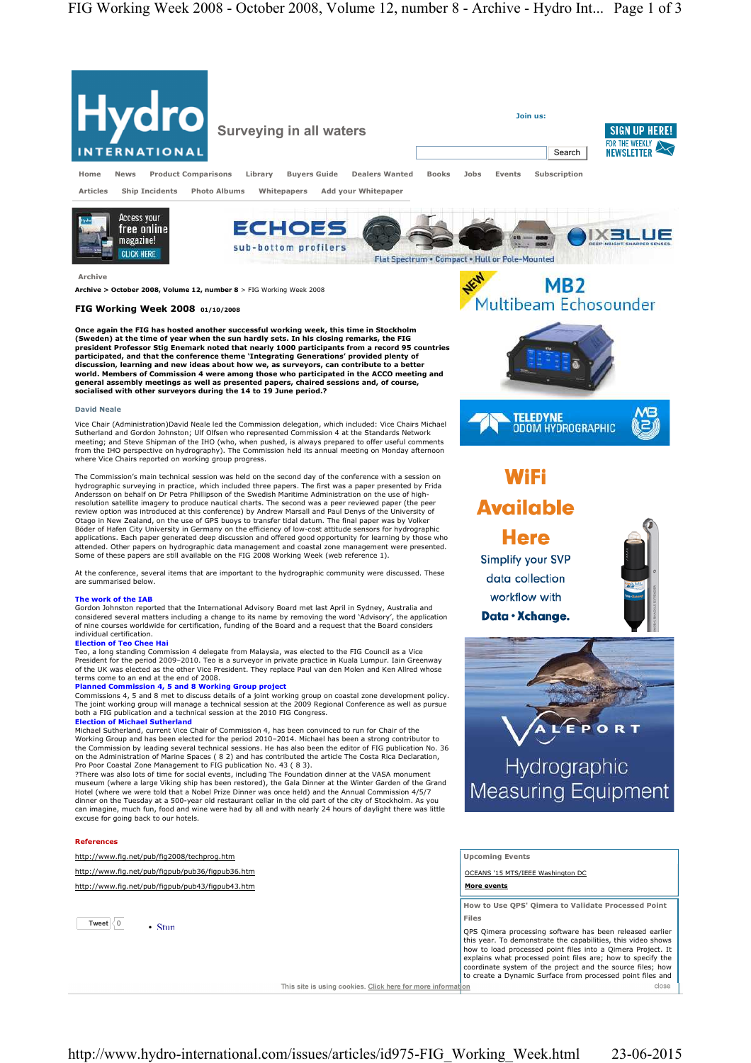Archive

Archive > October 2008, Volume 12, number 8 > FIG Working Week 2008

# FIG Working Week 2008 01/10/2008

**Once again the FIG has hosted another successful working week, this time in Stockholm (Sweden) at the time of year when the sun hardly sets. In his closing remarks, the FIG president Professor Stig Enemark noted that nearly 1000 participants from a record 95 countries participated, and that the conference theme 'Integrating Generations' provided plenty of discussion, learning and new ideas about how we, as surveyors, can contribute to a better world. Members of Commission 4 were among those who participated in the ACCO meeting and general assembly meetings as well as presented papers, chaired sessions and, of course, socialised with other surveyors during the 14 to 19 June period.?**

David Neale

Vice Chair (Administration)David Neale led the Commission delegation, which included: Vice Chairs Michael Sutherland and Gordon Johnston; Ulf Olfsen who represented Commission 4 at the Standards Network meeting; and Steve Shipman of the IHO (who, when pushed, is always prepared to offer useful comments from the IHO perspective on hydrography). The Commission held its annual meeting on Monday afternoon where Vice Chairs reported on working group progress.

The Commission's main technical session was held on the second day of the conference with a session on hydrographic surveying in practice, which included three papers. The first was a paper presented by Frida Andersson on behalf on Dr Petra Phillipson of the Swedish Maritime Administration on the use of high-resolution satellite imagery to produce nautical charts. The second was a peer reviewed paper (the peer review option was introduced at this conference) by Andrew Marsall and Paul Denys of the University of Otago in New Zealand, on the use of GPS buoys to transfer tidal datum. The final paper was by Volker Böder of Hafen City University in Germany on the efficiency of low-cost attitude sensors for hydrographic applications. Each paper generated deep discussion and offered good opportunity for learning by those who attended. Other papers on hydrographic data management and coastal zone management were presented. Some of these papers are still available on the FIG 2008 Working Week (web reference 1).

At the conference, several items that are important to the hydrographic community were discussed. These are summarised below.

**The work of the IAB**
Gordon Johnston reported that the International Advisory Board met last April in Sydney, Australia and considered several matters including a change to its name by removing the word 'Advisory', the application of nine courses worldwide for certification, funding of the Board and a request that the Board considers individual certification.

**Election of Teo Chee Hai**
Teo, a long standing Commission 4 delegate from Malaysia, was elected to the FIG Council as a Vice President for the period 2009–2012. Teo is a surveyor in private practice in Kuala Lumpur. Iain Greenway of the UK was elected as the other Vice President. They replace Paul van den Molen and Ken Allred whose terms come to an end at the end of 2008.

**Planned Commission 4, 5 and 8 Working Group project**
Commissions 4, 5 and 8 met to discuss details of a joint working group on coastal zone development policy. The joint working group will manage a technical session at the 2009 Regional Conference as well as pursue both a FIG publication and a technical session at the 2010 FIG Congress.

**Election of Michael Sutherland**
Michael Sutherland, current Vice Chair of Commission 4, has been convinced to run for Chair of the Working Group and has been elected for the period 2010–2014. Michael has been a strong contributor to the Commission by leading several technical sessions. He has also been the editor of FIG publication No. 36 on the Administration of Marine Spaces ( 8 2) and has contributed the article The Costa Rica Declaration, Pro Poor Coastal Zone Management to FIG publication No. 43 ( 8 3).
?There was also lots of time for social events, including the Foundation dinner at the VASA monument museum (where a large Viking ship has been restored), the Gala Dinner at the Winter Garden of the Grand Hotel (where we were told that a Nobel Prize Dinner was once held) and the Annual Commission 4/5/7 dinner on the Tuesday at a 500-year old restaurant cellar in the old part of the city of Stockholm. As you can imagine, much fun, food and wine were had by all and with nearly 24 hours of daylight there was little excuse for going back to our hotels.

**References**

http://www.fig.net/pub/fig2008/techprog.htm

http://www.fig.net/pub/figpub/pub36/figpub36.htm

http://www.fig.net/pub/figpub/pub43/figpub43.htm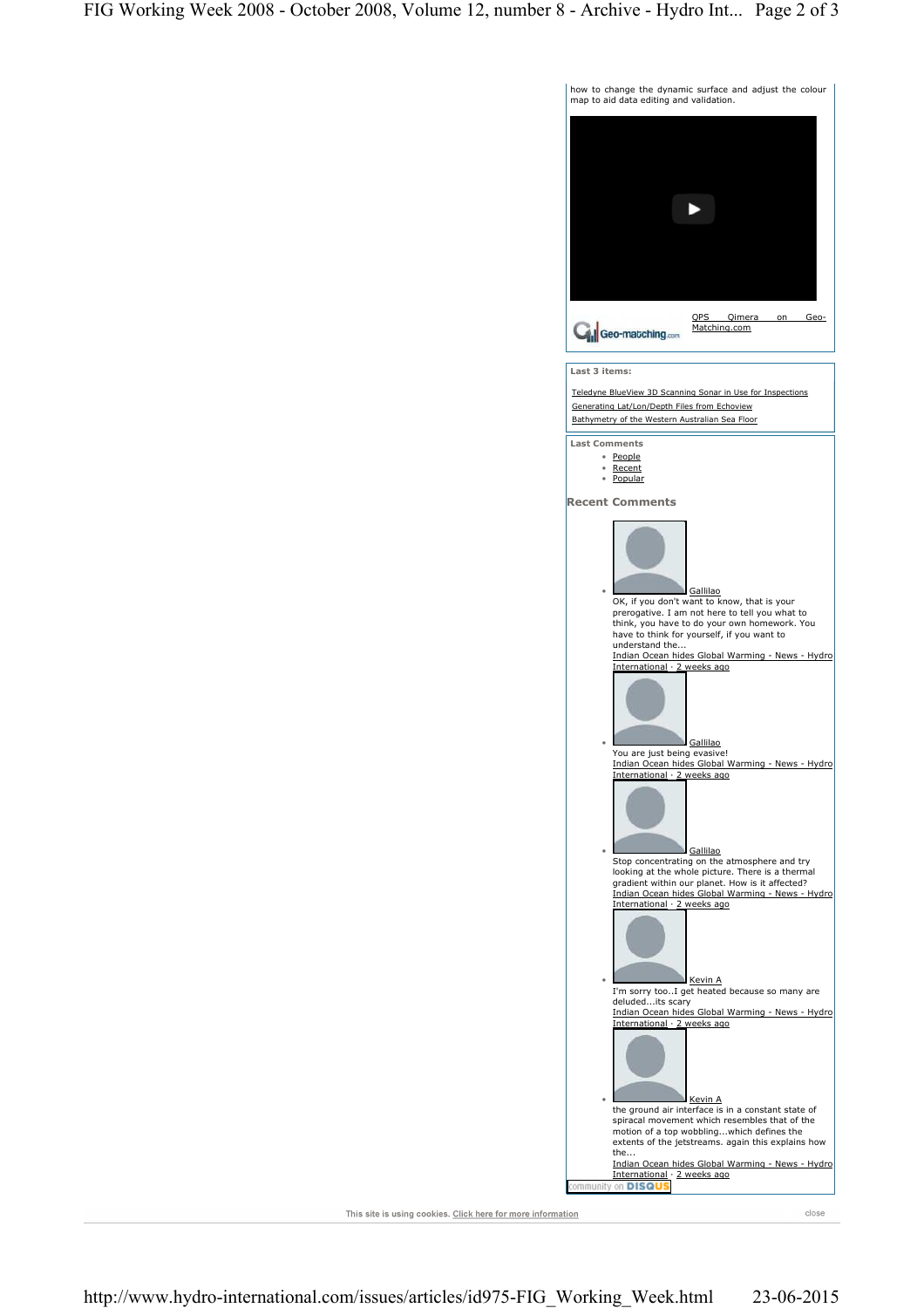how to change the dynamic surface and adjust the colour map to aid data editing and validation.

QPS Qimera on Geo-Matching.com

**Last 3 items:**

Teledyne BlueView 3D Scanning Sonar in Use for Inspections
Generating Lat/Lon/Depth Files from Echoview
Bathymetry of the Western Australian Sea Floor

**Last Comments**

- People
- Recent
- Popular

**Recent Comments**

- Gallilao
  OK, if you don't want to know, that is your prerogative. I am not here to tell you what to think, you have to do your own homework. You have to think for yourself, if you want to understand the...
  Indian Ocean hides Global Warming - News - Hydro International · 2 weeks ago
- Gallilao
  You are just being evasive!
  Indian Ocean hides Global Warming - News - Hydro International · 2 weeks ago
- Gallilao
  Stop concentrating on the atmosphere and try looking at the whole picture. There is a thermal gradient within our planet. How is it affected?
  Indian Ocean hides Global Warming - News - Hydro International · 2 weeks ago
- Kevin A
  I'm sorry too..I get heated because so many are deluded...its scary
  Indian Ocean hides Global Warming - News - Hydro International · 2 weeks ago
- Kevin A
  the ground air interface is in a constant state of spiracal movement which resembles that of the motion of a top wobbling...which defines the extents of the jetstreams. again this explains how the...
  Indian Ocean hides Global Warming - News - Hydro International · 2 weeks ago

community on DISQUS

This site is using cookies. Click here for more information

close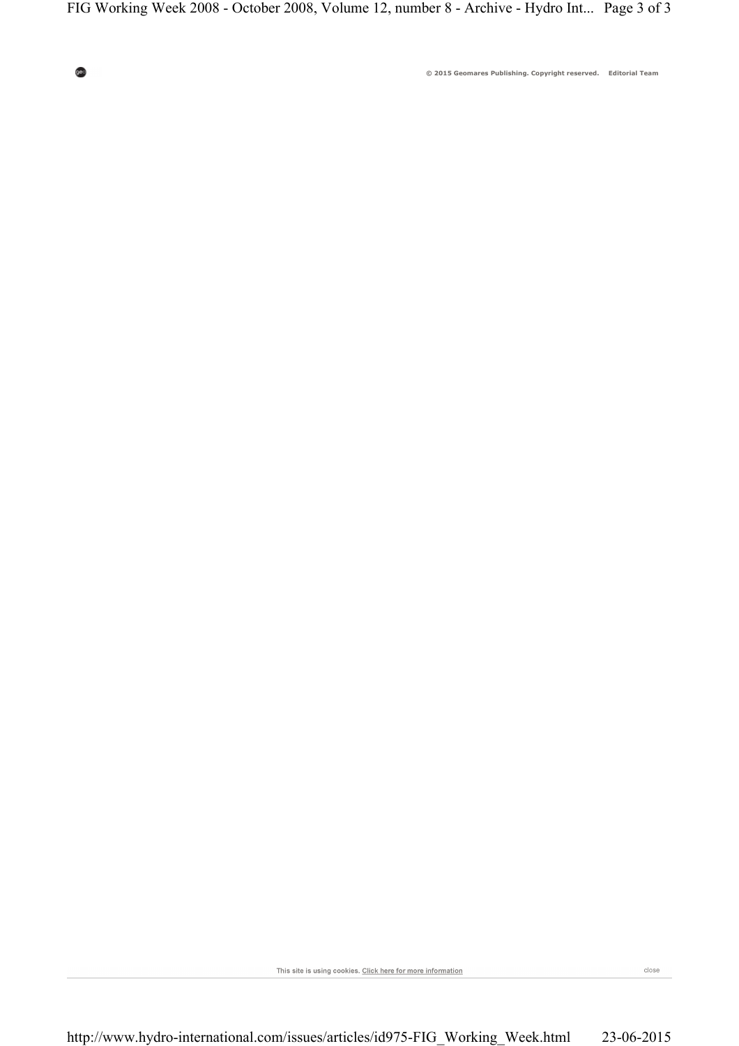© 2015 Geomares Publishing. Copyright reserved. Editorial Team

This site is using cookies. Click here for more information

close